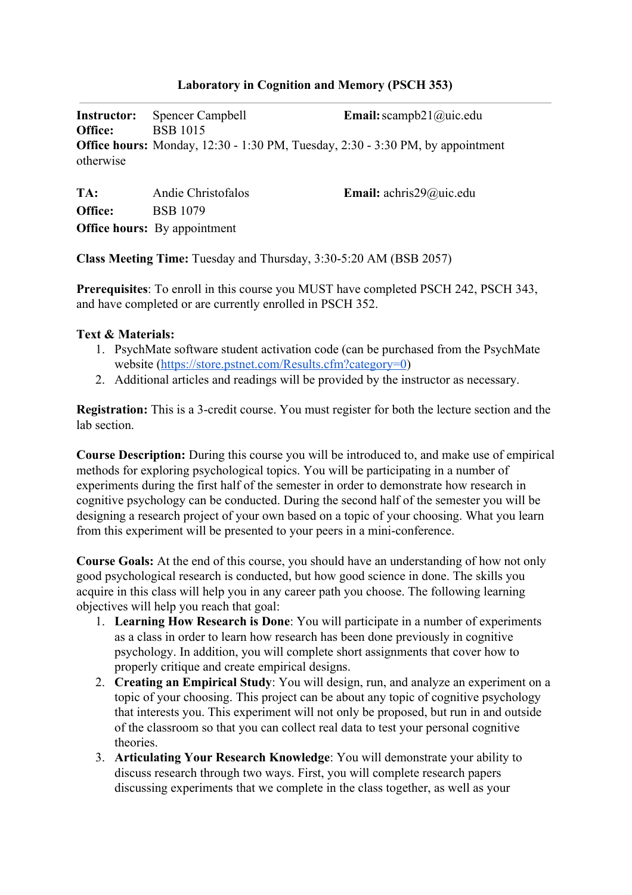**Laboratory in Cognition and Memory (PSCH 353)**

---

**Instructor:** Spencer Campbell **Email:** scampb21@uic.edu
**Office:** BSB 1015
**Office hours:** Monday, 12:30 - 1:30 PM, Tuesday, 2:30 - 3:30 PM, by appointment otherwise

**TA:** Andie Christofalos **Email:** achris29@uic.edu
**Office:** BSB 1079
**Office hours:** By appointment

**Class Meeting Time:** Tuesday and Thursday, 3:30-5:20 AM (BSB 2057)

**Prerequisites**: To enroll in this course you MUST have completed PSCH 242, PSCH 343, and have completed or are currently enrolled in PSCH 352.

**Text & Materials:**

1. PsychMate software student activation code (can be purchased from the PsychMate website (https://store.pstnet.com/Results.cfm?category=0)
2. Additional articles and readings will be provided by the instructor as necessary.

**Registration:** This is a 3-credit course. You must register for both the lecture section and the lab section.

**Course Description:** During this course you will be introduced to, and make use of empirical methods for exploring psychological topics. You will be participating in a number of experiments during the first half of the semester in order to demonstrate how research in cognitive psychology can be conducted. During the second half of the semester you will be designing a research project of your own based on a topic of your choosing. What you learn from this experiment will be presented to your peers in a mini-conference.

**Course Goals:** At the end of this course, you should have an understanding of how not only good psychological research is conducted, but how good science in done. The skills you acquire in this class will help you in any career path you choose. The following learning objectives will help you reach that goal:

1. **Learning How Research is Done**: You will participate in a number of experiments as a class in order to learn how research has been done previously in cognitive psychology. In addition, you will complete short assignments that cover how to properly critique and create empirical designs.
2. **Creating an Empirical Study**: You will design, run, and analyze an experiment on a topic of your choosing. This project can be about any topic of cognitive psychology that interests you. This experiment will not only be proposed, but run in and outside of the classroom so that you can collect real data to test your personal cognitive theories.
3. **Articulating Your Research Knowledge**: You will demonstrate your ability to discuss research through two ways. First, you will complete research papers discussing experiments that we complete in the class together, as well as your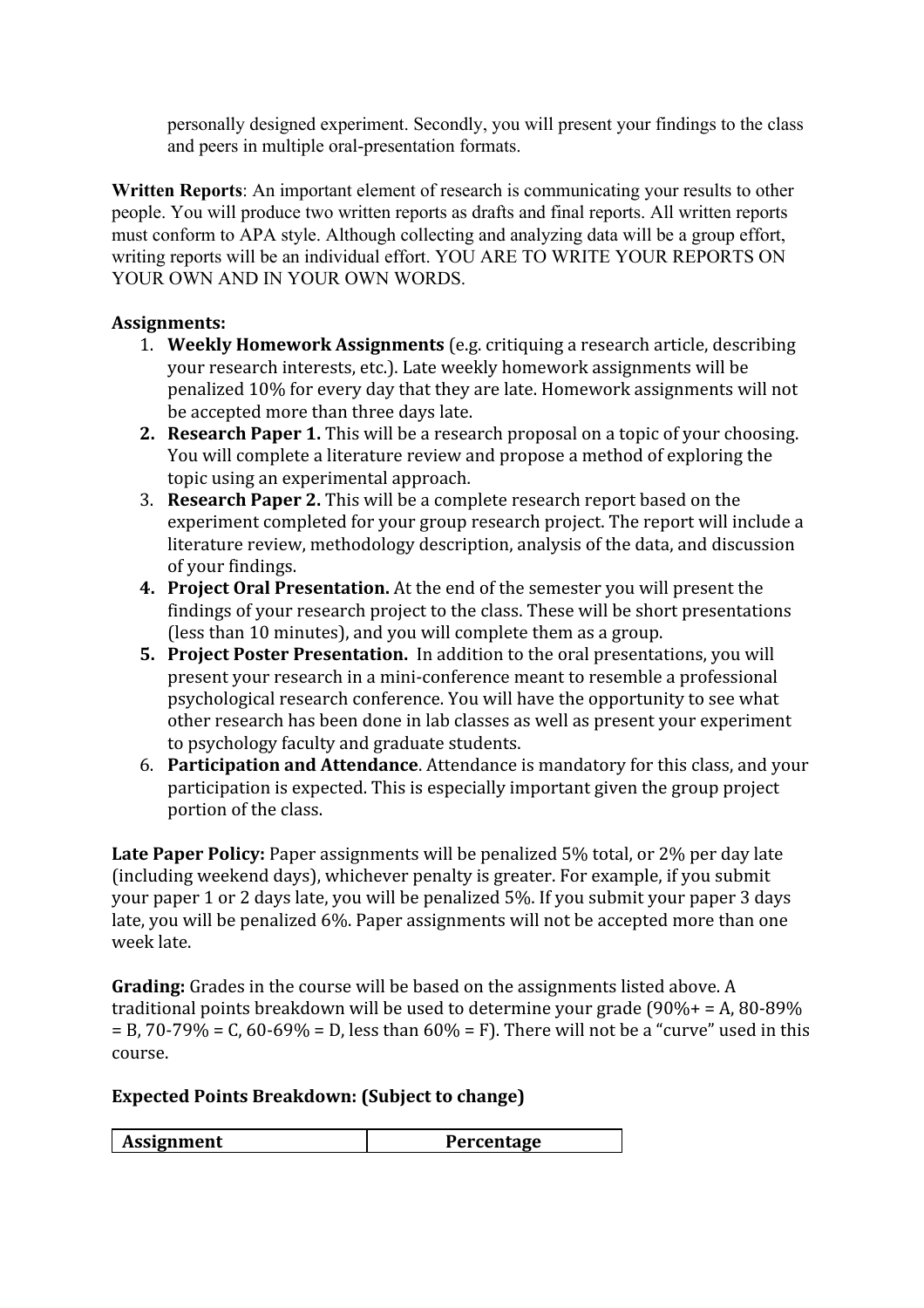personally designed experiment. Secondly, you will present your findings to the class and peers in multiple oral-presentation formats.

**Written Reports**: An important element of research is communicating your results to other people. You will produce two written reports as drafts and final reports. All written reports must conform to APA style. Although collecting and analyzing data will be a group effort, writing reports will be an individual effort. YOU ARE TO WRITE YOUR REPORTS ON YOUR OWN AND IN YOUR OWN WORDS.

**Assignments:**

1. **Weekly Homework Assignments** (e.g. critiquing a research article, describing your research interests, etc.). Late weekly homework assignments will be penalized 10% for every day that they are late. Homework assignments will not be accepted more than three days late.
2. **Research Paper 1.** This will be a research proposal on a topic of your choosing. You will complete a literature review and propose a method of exploring the topic using an experimental approach.
3. **Research Paper 2.** This will be a complete research report based on the experiment completed for your group research project. The report will include a literature review, methodology description, analysis of the data, and discussion of your findings.
4. **Project Oral Presentation.** At the end of the semester you will present the findings of your research project to the class. These will be short presentations (less than 10 minutes), and you will complete them as a group.
5. **Project Poster Presentation.** In addition to the oral presentations, you will present your research in a mini-conference meant to resemble a professional psychological research conference. You will have the opportunity to see what other research has been done in lab classes as well as present your experiment to psychology faculty and graduate students.
6. **Participation and Attendance**. Attendance is mandatory for this class, and your participation is expected. This is especially important given the group project portion of the class.

**Late Paper Policy:** Paper assignments will be penalized 5% total, or 2% per day late (including weekend days), whichever penalty is greater. For example, if you submit your paper 1 or 2 days late, you will be penalized 5%. If you submit your paper 3 days late, you will be penalized 6%. Paper assignments will not be accepted more than one week late.

**Grading:** Grades in the course will be based on the assignments listed above. A traditional points breakdown will be used to determine your grade (90%+ = A, 80-89% = B, 70-79% = C, 60-69% = D, less than 60% = F). There will not be a "curve" used in this course.

**Expected Points Breakdown: (Subject to change)**

| Assignment | Percentage |
|---|---|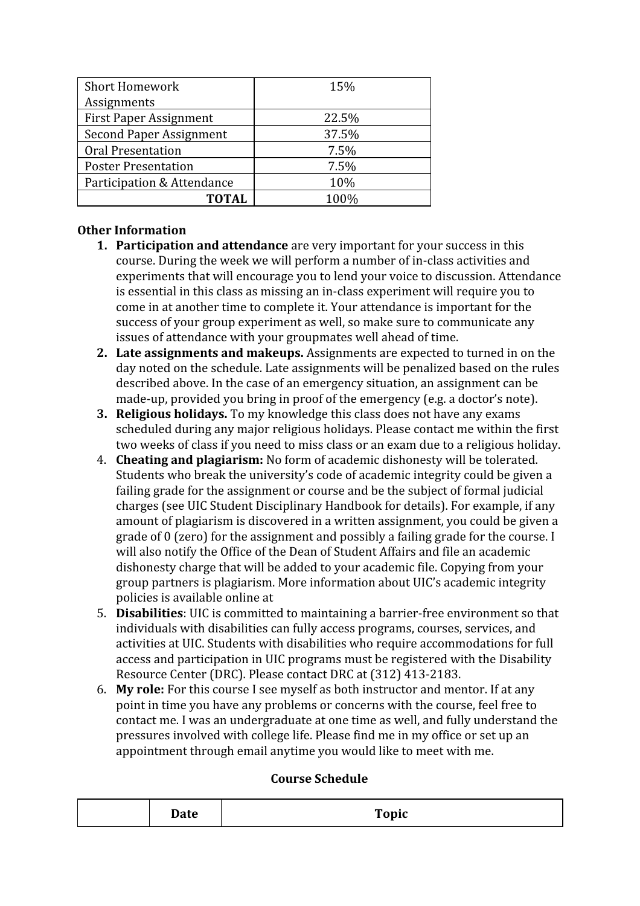| Short Homework Assignments | 15% |
| --- | --- |
| First Paper Assignment | 22.5% |
| Second Paper Assignment | 37.5% |
| Oral Presentation | 7.5% |
| Poster Presentation | 7.5% |
| Participation & Attendance | 10% |
| **TOTAL** | 100% |

**Other Information**

1. **Participation and attendance** are very important for your success in this course. During the week we will perform a number of in-class activities and experiments that will encourage you to lend your voice to discussion. Attendance is essential in this class as missing an in-class experiment will require you to come in at another time to complete it. Your attendance is important for the success of your group experiment as well, so make sure to communicate any issues of attendance with your groupmates well ahead of time.
2. **Late assignments and makeups.** Assignments are expected to turned in on the day noted on the schedule. Late assignments will be penalized based on the rules described above. In the case of an emergency situation, an assignment can be made-up, provided you bring in proof of the emergency (e.g. a doctor's note).
3. **Religious holidays.** To my knowledge this class does not have any exams scheduled during any major religious holidays. Please contact me within the first two weeks of class if you need to miss class or an exam due to a religious holiday.
4. **Cheating and plagiarism:** No form of academic dishonesty will be tolerated. Students who break the university's code of academic integrity could be given a failing grade for the assignment or course and be the subject of formal judicial charges (see UIC Student Disciplinary Handbook for details). For example, if any amount of plagiarism is discovered in a written assignment, you could be given a grade of 0 (zero) for the assignment and possibly a failing grade for the course. I will also notify the Office of the Dean of Student Affairs and file an academic dishonesty charge that will be added to your academic file. Copying from your group partners is plagiarism. More information about UIC's academic integrity policies is available online at
5. **Disabilities**: UIC is committed to maintaining a barrier-free environment so that individuals with disabilities can fully access programs, courses, services, and activities at UIC. Students with disabilities who require accommodations for full access and participation in UIC programs must be registered with the Disability Resource Center (DRC). Please contact DRC at (312) 413-2183.
6. **My role:** For this course I see myself as both instructor and mentor. If at any point in time you have any problems or concerns with the course, feel free to contact me. I was an undergraduate at one time as well, and fully understand the pressures involved with college life. Please find me in my office or set up an appointment through email anytime you would like to meet with me.

**Course Schedule**

| | Date | Topic |
| --- | --- | --- |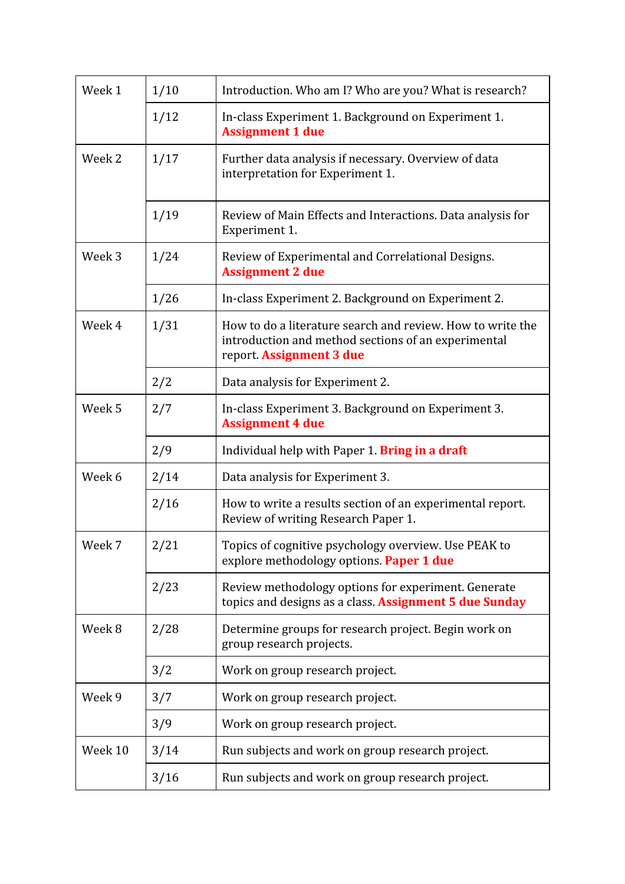| | | |
|---|---|---|
| Week 1 | 1/10 | Introduction. Who am I? Who are you? What is research? |
| | 1/12 | In-class Experiment 1. Background on Experiment 1. **Assignment 1 due** |
| Week 2 | 1/17 | Further data analysis if necessary. Overview of data interpretation for Experiment 1. |
| | 1/19 | Review of Main Effects and Interactions. Data analysis for Experiment 1. |
| Week 3 | 1/24 | Review of Experimental and Correlational Designs. **Assignment 2 due** |
| | 1/26 | In-class Experiment 2. Background on Experiment 2. |
| Week 4 | 1/31 | How to do a literature search and review. How to write the introduction and method sections of an experimental report. **Assignment 3 due** |
| | 2/2 | Data analysis for Experiment 2. |
| Week 5 | 2/7 | In-class Experiment 3. Background on Experiment 3. **Assignment 4 due** |
| | 2/9 | Individual help with Paper 1. **Bring in a draft** |
| Week 6 | 2/14 | Data analysis for Experiment 3. |
| | 2/16 | How to write a results section of an experimental report. Review of writing Research Paper 1. |
| Week 7 | 2/21 | Topics of cognitive psychology overview. Use PEAK to explore methodology options. **Paper 1 due** |
| | 2/23 | Review methodology options for experiment. Generate topics and designs as a class. **Assignment 5 due Sunday** |
| Week 8 | 2/28 | Determine groups for research project. Begin work on group research projects. |
| | 3/2 | Work on group research project. |
| Week 9 | 3/7 | Work on group research project. |
| | 3/9 | Work on group research project. |
| Week 10 | 3/14 | Run subjects and work on group research project. |
| | 3/16 | Run subjects and work on group research project. |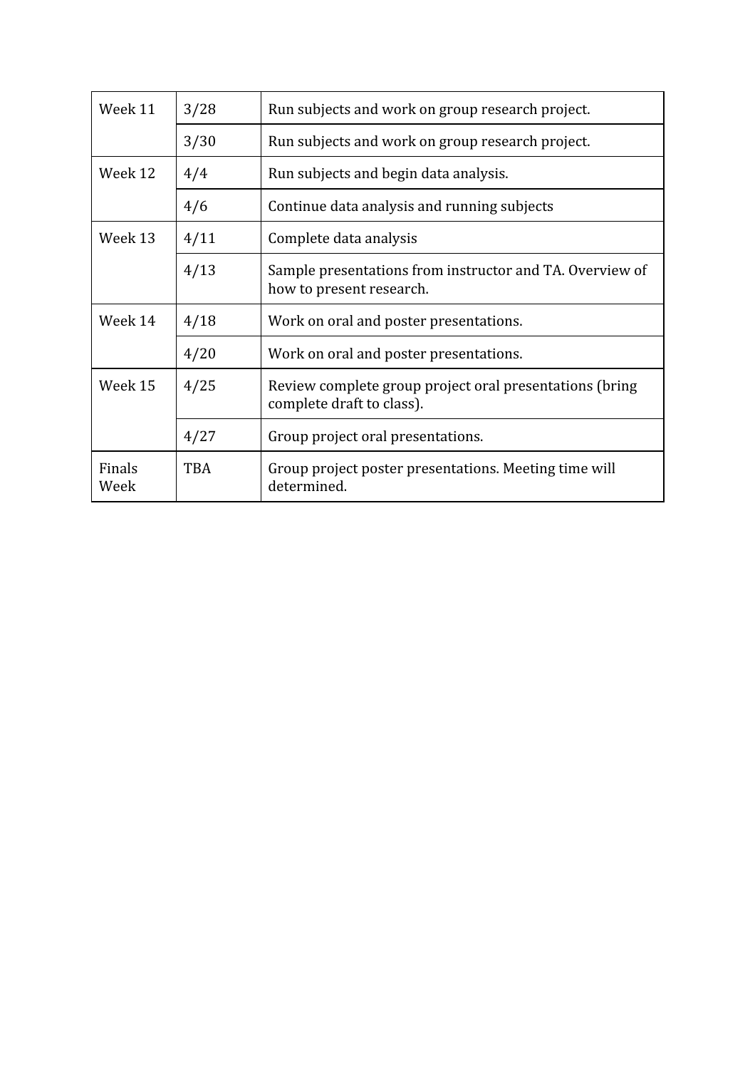| | | |
|---|---|---|
| Week 11 | 3/28 | Run subjects and work on group research project. |
| | 3/30 | Run subjects and work on group research project. |
| Week 12 | 4/4 | Run subjects and begin data analysis. |
| | 4/6 | Continue data analysis and running subjects |
| Week 13 | 4/11 | Complete data analysis |
| | 4/13 | Sample presentations from instructor and TA. Overview of how to present research. |
| Week 14 | 4/18 | Work on oral and poster presentations. |
| | 4/20 | Work on oral and poster presentations. |
| Week 15 | 4/25 | Review complete group project oral presentations (bring complete draft to class). |
| | 4/27 | Group project oral presentations. |
| Finals Week | TBA | Group project poster presentations. Meeting time will determined. |